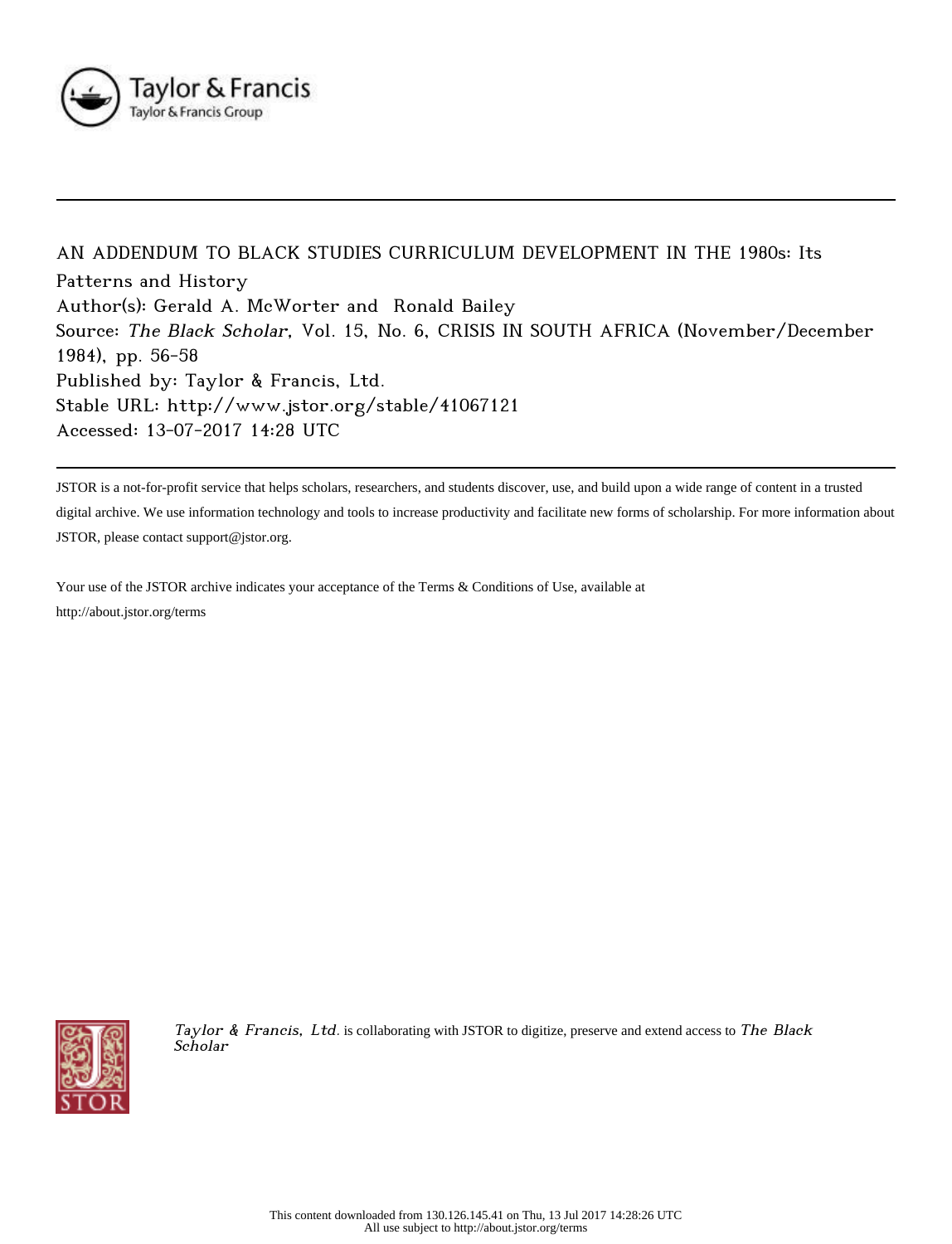AN ADDENDUM TO BLACK STUDIES CURRICULUM DEVELOPMENT IN THE 1980s: Its Patterns and History

Author(s): Gerald A. McWorter and Ronald Bailey

Source: *The Black Scholar*, Vol. 15, No. 6, CRISIS IN SOUTH AFRICA (November/December 1984), pp. 56-58

Published by: Taylor & Francis, Ltd.

Stable URL: http://www.jstor.org/stable/41067121

Accessed: 13-07-2017 14:28 UTC

JSTOR is a not-for-profit service that helps scholars, researchers, and students discover, use, and build upon a wide range of content in a trusted digital archive. We use information technology and tools to increase productivity and facilitate new forms of scholarship. For more information about JSTOR, please contact support@jstor.org.

Your use of the JSTOR archive indicates your acceptance of the Terms & Conditions of Use, available at http://about.jstor.org/terms

*Taylor & Francis, Ltd.* is collaborating with JSTOR to digitize, preserve and extend access to *The Black Scholar*

This content downloaded from 130.126.145.41 on Thu, 13 Jul 2017 14:28:26 UTC
All use subject to http://about.jstor.org/terms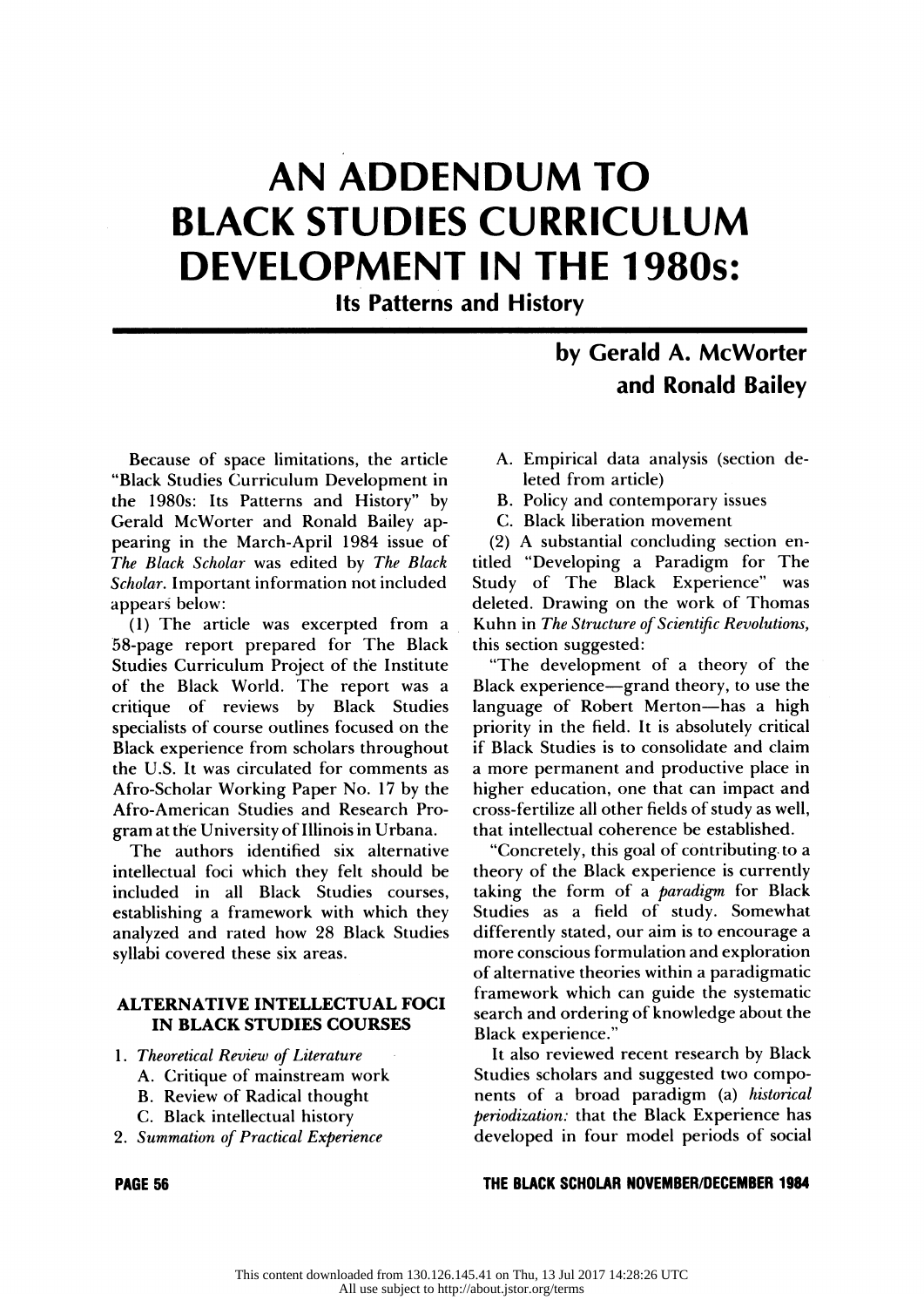# AN ADDENDUM TO BLACK STUDIES CURRICULUM DEVELOPMENT IN THE 1980s:

## Its Patterns and History

**by Gerald A. McWorter and Ronald Bailey**

Because of space limitations, the article "Black Studies Curriculum Development in the 1980s: Its Patterns and History" by Gerald McWorter and Ronald Bailey appearing in the March-April 1984 issue of *The Black Scholar* was edited by *The Black Scholar*. Important information not included appears below:

(1) The article was excerpted from a 58-page report prepared for The Black Studies Curriculum Project of the Institute of the Black World. The report was a critique of reviews by Black Studies specialists of course outlines focused on the Black experience from scholars throughout the U.S. It was circulated for comments as Afro-Scholar Working Paper No. 17 by the Afro-American Studies and Research Program at the University of Illinois in Urbana.

The authors identified six alternative intellectual foci which they felt should be included in all Black Studies courses, establishing a framework with which they analyzed and rated how 28 Black Studies syllabi covered these six areas.

### ALTERNATIVE INTELLECTUAL FOCI IN BLACK STUDIES COURSES

1. *Theoretical Review of Literature*
   - A. Critique of mainstream work
   - B. Review of Radical thought
   - C. Black intellectual history
2. *Summation of Practical Experience*
   - A. Empirical data analysis (section deleted from article)
   - B. Policy and contemporary issues
   - C. Black liberation movement

(2) A substantial concluding section entitled "Developing a Paradigm for The Study of The Black Experience" was deleted. Drawing on the work of Thomas Kuhn in *The Structure of Scientific Revolutions*, this section suggested:

"The development of a theory of the Black experience—grand theory, to use the language of Robert Merton—has a high priority in the field. It is absolutely critical if Black Studies is to consolidate and claim a more permanent and productive place in higher education, one that can impact and cross-fertilize all other fields of study as well, that intellectual coherence be established.

"Concretely, this goal of contributing to a theory of the Black experience is currently taking the form of a *paradigm* for Black Studies as a field of study. Somewhat differently stated, our aim is to encourage a more conscious formulation and exploration of alternative theories within a paradigmatic framework which can guide the systematic search and ordering of knowledge about the Black experience."

It also reviewed recent research by Black Studies scholars and suggested two components of a broad paradigm (a) *historical periodization:* that the Black Experience has developed in four model periods of social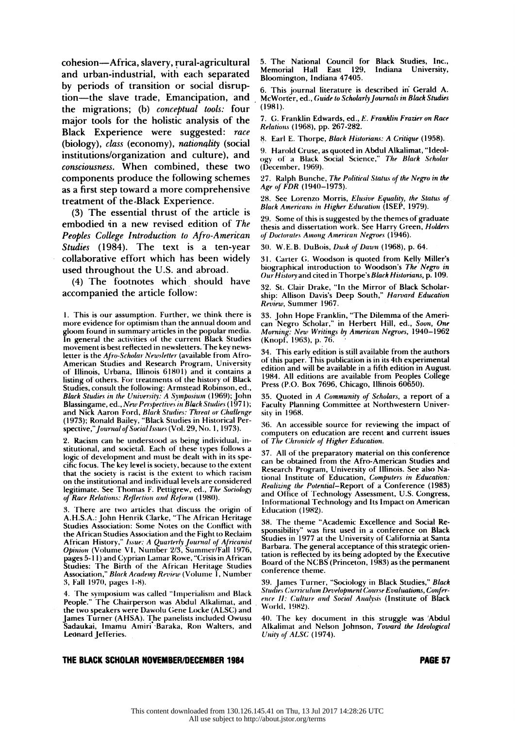cohesion—Africa, slavery, rural-agricultural and urban-industrial, with each separated by periods of transition or social disruption—the slave trade, Emancipation, and the migrations; (b) *conceptual tools:* four major tools for the holistic analysis of the Black Experience were suggested: *race* (biology), *class* (economy), *nationality* (social institutions/organization and culture), and *consciousness*. When combined, these two components produce the following schemes as a first step toward a more comprehensive treatment of the Black Experience.

(3) The essential thrust of the article is embodied in a new revised edition of *The Peoples College Introduction to Afro-American Studies* (1984). The text is a ten-year collaborative effort which has been widely used throughout the U.S. and abroad.

(4) The footnotes which should have accompanied the article follow:

1. This is our assumption. Further, we think there is more evidence for optimism than the annual doom and gloom found in summary articles in the popular media. In general the activities of the current Black Studies movement is best reflected in newsletters. The key newsletter is the *Afro-Scholar Newsletter* (available from Afro-American Studies and Research Program, University of Illinois, Urbana, Illinois 61801) and it contains a listing of others. For treatments of the history of Black Studies, consult the following: Armstead Robinson, ed., *Black Studies in the University: A Symposium* (1969); John Blassingame, ed., *New Perspectives in Black Studies* (1971); and Nick Aaron Ford, *Black Studies: Threat or Challenge* (1973); Ronald Bailey, "Black Studies in Historical Perspective," *Journal of Social Issues* (Vol. 29, No. 1, 1973).

2. Racism can be understood as being individual, institutional, and societal. Each of these types follows a logic of development and must be dealt with in its specific focus. The key level is society, because to the extent that the society is racist is the extent to which racism on the institutional and individual levels are considered legitimate. See Thomas F. Pettigrew, ed., *The Sociology of Race Relations: Reflection and Reform* (1980).

3. There are two articles that discuss the origin of A.H.S.A.: John Henrik Clarke, "The African Heritage Studies Association: Some Notes on the Conflict with the African Studies Association and the Fight to Reclaim African History," *Issue: A Quarterly Journal of Africanist Opinion* (Volume VI, Number 2/3, Summer/Fall 1976, pages 5-11) and Cyprian Lamar Rowe, "Crisis in African Studies: The Birth of the African Heritage Studies Association," *Black Academy Review* (Volume 1, Number 3, Fall 1970, pages 1-8).

4. The symposium was called "Imperialism and Black People." The Chairperson was Abdul Alkalimat, and the two speakers were Dawolu Gene Locke (ALSC) and James Turner (AHSA). The panelists included Owusu Sadaukai, Imamu Amiri Baraka, Ron Walters, and Leonard Jefferies.

5. The National Council for Black Studies, Inc., Memorial Hall East 129, Indiana University, Bloomington, Indiana 47405.

6. This journal literature is described in Gerald A. McWorter, ed., *Guide to Scholarly Journals in Black Studies* (1981).

7. G. Franklin Edwards, ed., *E. Franklin Frazier on Race Relations* (1968), pp. 267-282.

8. Earl E. Thorpe, *Black Historians: A Critique* (1958).

9. Harold Cruse, as quoted in Abdul Alkalimat, "Ideology of a Black Social Science," *The Black Scholar* (December, 1969).

27. Ralph Bunche, *The Political Status of the Negro in the Age of FDR* (1940–1973).

28. See Lorenzo Morris, *Elusive Equality, the Status of Black Americans in Higher Education* (ISEP, 1979).

29. Some of this is suggested by the themes of graduate thesis and dissertation work. See Harry Green, *Holders of Doctorates Among American Negroes* (1946).

30. W.E.B. DuBois, *Dusk of Dawn* (1968), p. 64.

31. Carter G. Woodson is quoted from Kelly Miller's biographical introduction to Woodson's *The Negro in Our History* and cited in Thorpe's *Black Historians*, p. 109.

32. St. Clair Drake, "In the Mirror of Black Scholarship: Allison Davis's Deep South," *Harvard Education Review*, Summer 1967.

33. John Hope Franklin, "The Dilemma of the American Negro Scholar," in Herbert Hill, ed., *Soon, One Morning: New Writings by American Negroes*, 1940–1962 (Knopf, 1963), p. 76.

34. This early edition is still available from the authors of this paper. This publication is in its 4th experimental edition and will be available in a fifth edition in August, 1984. All editions are available from Peoples College Press (P.O. Box 7696, Chicago, Illinois 60650).

35. Quoted in *A Community of Scholars*, a report of a Faculty Planning Committee at Northwestern University in 1968.

36. An accessible source for reviewing the impact of computers on education are recent and current issues of *The Chronicle of Higher Education*.

37. All of the preparatory material on this conference can be obtained from the Afro-American Studies and Research Program, University of Illinois. See also National Institute of Education, *Computers in Education: Realizing the Potential*–Report of a Conference (1983) and Office of Technology Assessment, U.S. Congress, Informational Technology and Its Impact on American Education (1982).

38. The theme "Academic Excellence and Social Responsibility" was first used in a conference on Black Studies in 1977 at the University of California at Santa Barbara. The general acceptance of this strategic orientation is reflected by its being adopted by the Executive Board of the NCBS (Princeton, 1983) as the permanent conference theme.

39. James Turner, "Sociology in Black Studies," *Black Studies Curriculum Development Course Evaluations, Conference II: Culture and Social Analysis* (Institute of Black World, 1982).

40. The key document in this struggle was Abdul Alkalimat and Nelson Johnson, *Toward the Ideological Unity of ALSC* (1974).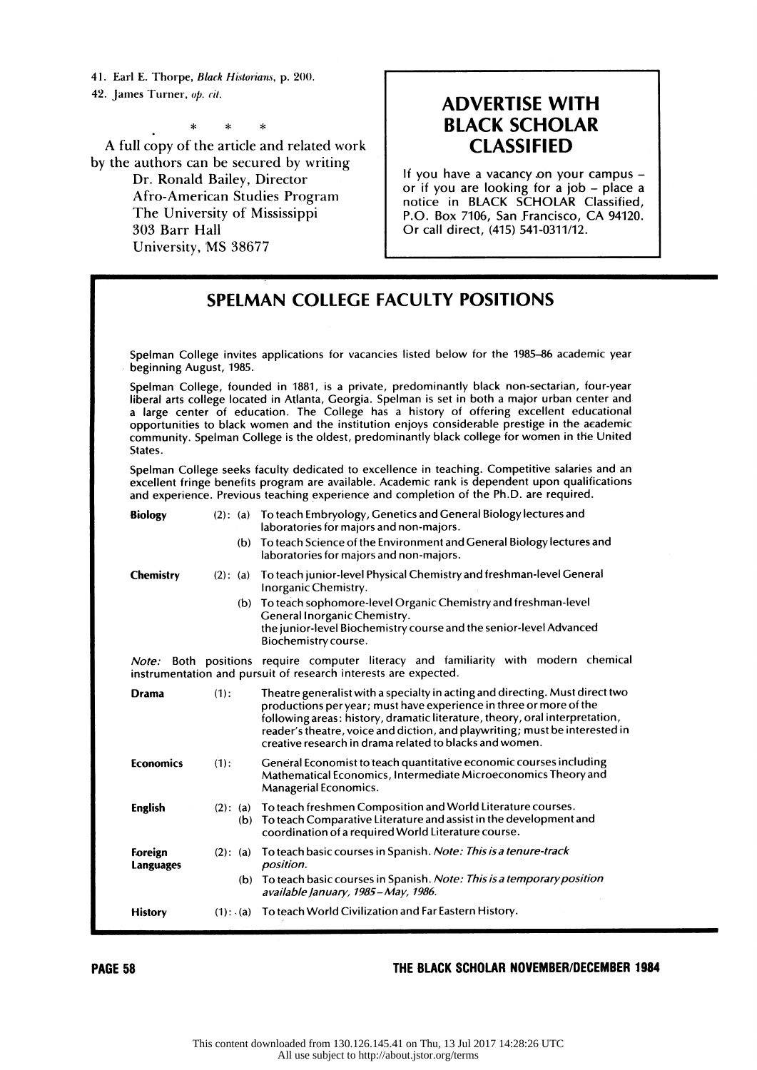41. Earl E. Thorpe, *Black Historians*, p. 200.
42. James Turner, *op. cit.*

\* \* \*

A full copy of the article and related work by the authors can be secured by writing
Dr. Ronald Bailey, Director
Afro-American Studies Program
The University of Mississippi
303 Barr Hall
University, MS 38677

## ADVERTISE WITH BLACK SCHOLAR CLASSIFIED

If you have a vacancy on your campus – or if you are looking for a job – place a notice in BLACK SCHOLAR Classified, P.O. Box 7106, San Francisco, CA 94120. Or call direct, (415) 541-0311/12.

## SPELMAN COLLEGE FACULTY POSITIONS

Spelman College invites applications for vacancies listed below for the 1985–86 academic year beginning August, 1985.

Spelman College, founded in 1881, is a private, predominantly black non-sectarian, four-year liberal arts college located in Atlanta, Georgia. Spelman is set in both a major urban center and a large center of education. The College has a history of offering excellent educational opportunities to black women and the institution enjoys considerable prestige in the academic community. Spelman College is the oldest, predominantly black college for women in the United States.

Spelman College seeks faculty dedicated to excellence in teaching. Competitive salaries and an excellent fringe benefits program are available. Academic rank is dependent upon qualifications and experience. Previous teaching experience and completion of the Ph.D. are required.

**Biology** (2): (a) To teach Embryology, Genetics and General Biology lectures and laboratories for majors and non-majors.
(b) To teach Science of the Environment and General Biology lectures and laboratories for majors and non-majors.

**Chemistry** (2): (a) To teach junior-level Physical Chemistry and freshman-level General Inorganic Chemistry.
(b) To teach sophomore-level Organic Chemistry and freshman-level General Inorganic Chemistry.
the junior-level Biochemistry course and the senior-level Advanced Biochemistry course.

*Note:* Both positions require computer literacy and familiarity with modern chemical instrumentation and pursuit of research interests are expected.

**Drama** (1): Theatre generalist with a specialty in acting and directing. Must direct two productions per year; must have experience in three or more of the following areas: history, dramatic literature, theory, oral interpretation, reader's theatre, voice and diction, and playwriting; must be interested in creative research in drama related to blacks and women.

**Economics** (1): General Economist to teach quantitative economic courses including Mathematical Economics, Intermediate Microeconomics Theory and Managerial Economics.

**English** (2): (a) To teach freshmen Composition and World Literature courses.
(b) To teach Comparative Literature and assist in the development and coordination of a required World Literature course.

**Foreign Languages** (2): (a) To teach basic courses in Spanish. *Note: This is a tenure-track position.*
(b) To teach basic courses in Spanish. *Note: This is a temporary position available January, 1985–May, 1986.*

**History** (1): (a) To teach World Civilization and Far Eastern History.